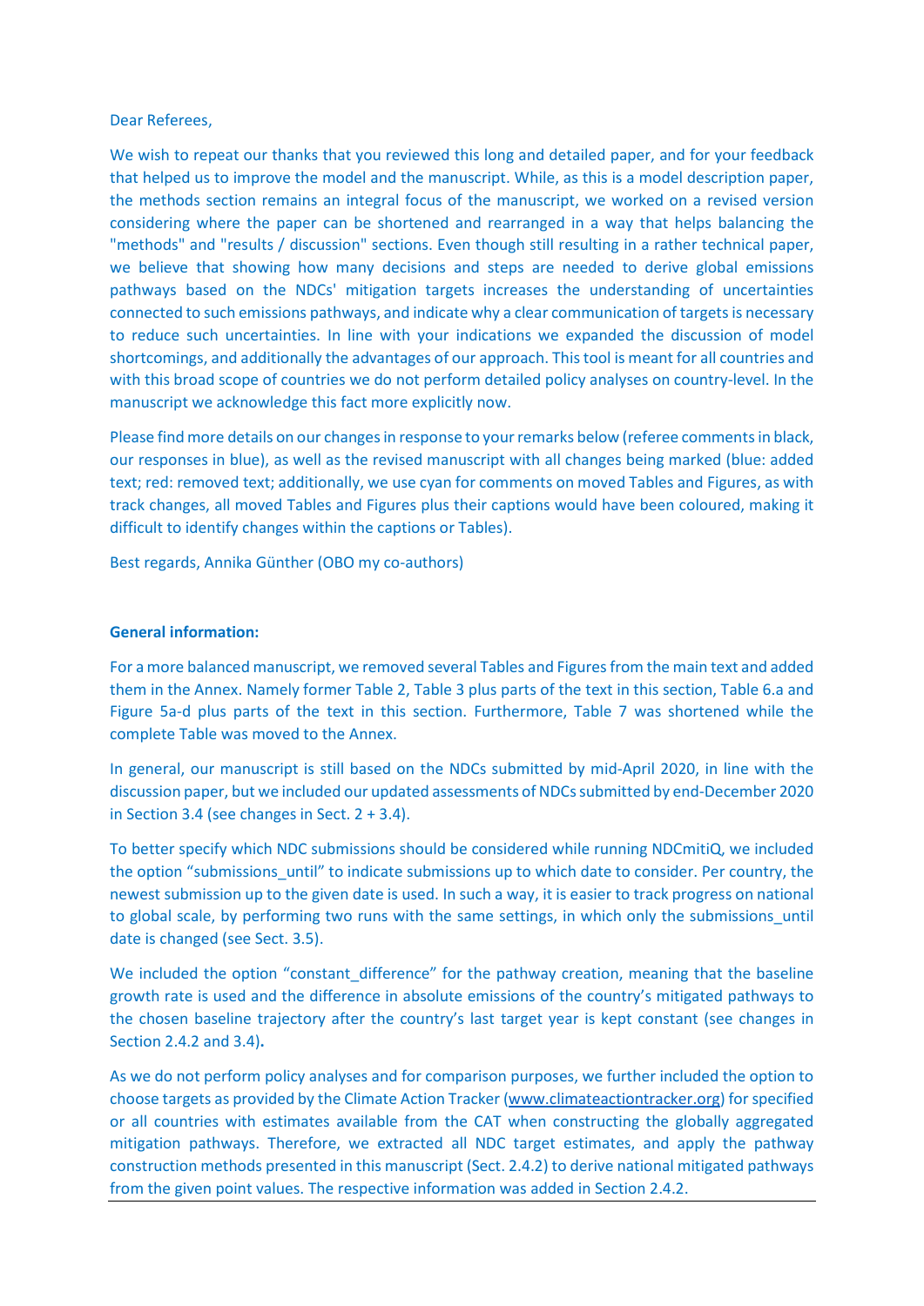Dear Referees,

We wish to repeat our thanks that you reviewed this long and detailed paper, and for your feedback that helped us to improve the model and the manuscript. While, as this is a model description paper, the methods section remains an integral focus of the manuscript, we worked on a revised version considering where the paper can be shortened and rearranged in a way that helps balancing the "methods" and "results / discussion" sections. Even though still resulting in a rather technical paper, we believe that showing how many decisions and steps are needed to derive global emissions pathways based on the NDCs' mitigation targets increases the understanding of uncertainties connected to such emissions pathways, and indicate why a clear communication of targets is necessary to reduce such uncertainties. In line with your indications we expanded the discussion of model shortcomings, and additionally the advantages of our approach. This tool is meant for all countries and with this broad scope of countries we do not perform detailed policy analyses on country-level. In the manuscript we acknowledge this fact more explicitly now.

Please find more details on our changes in response to your remarks below (referee comments in black, our responses in blue), as well as the revised manuscript with all changes being marked (blue: added text; red: removed text; additionally, we use cyan for comments on moved Tables and Figures, as with track changes, all moved Tables and Figures plus their captions would have been coloured, making it difficult to identify changes within the captions or Tables).

Best regards, Annika Günther (OBO my co-authors)

**General information:**

For a more balanced manuscript, we removed several Tables and Figures from the main text and added them in the Annex. Namely former Table 2, Table 3 plus parts of the text in this section, Table 6.a and Figure 5a-d plus parts of the text in this section. Furthermore, Table 7 was shortened while the complete Table was moved to the Annex.

In general, our manuscript is still based on the NDCs submitted by mid-April 2020, in line with the discussion paper, but we included our updated assessments of NDCs submitted by end-December 2020 in Section 3.4 (see changes in Sect. 2 + 3.4).

To better specify which NDC submissions should be considered while running NDCmitiQ, we included the option "submissions_until" to indicate submissions up to which date to consider. Per country, the newest submission up to the given date is used. In such a way, it is easier to track progress on national to global scale, by performing two runs with the same settings, in which only the submissions_until date is changed (see Sect. 3.5).

We included the option "constant_difference" for the pathway creation, meaning that the baseline growth rate is used and the difference in absolute emissions of the country's mitigated pathways to the chosen baseline trajectory after the country's last target year is kept constant (see changes in Section 2.4.2 and 3.4).

As we do not perform policy analyses and for comparison purposes, we further included the option to choose targets as provided by the Climate Action Tracker (www.climateactiontracker.org) for specified or all countries with estimates available from the CAT when constructing the globally aggregated mitigation pathways. Therefore, we extracted all NDC target estimates, and apply the pathway construction methods presented in this manuscript (Sect. 2.4.2) to derive national mitigated pathways from the given point values. The respective information was added in Section 2.4.2.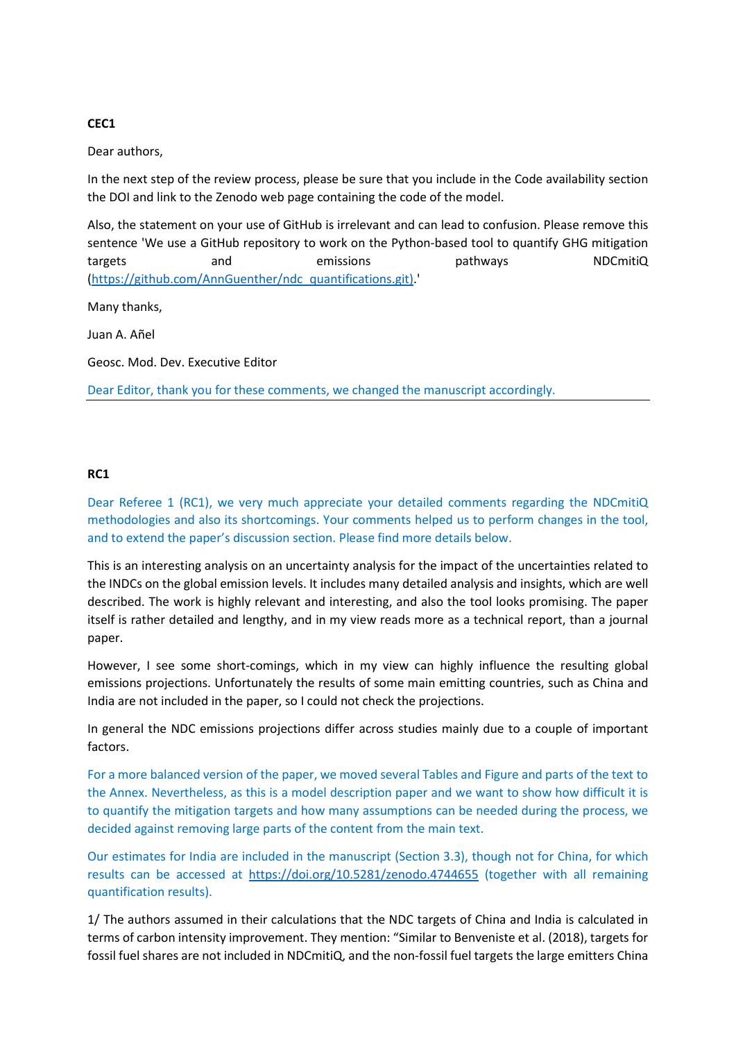**CEC1**

Dear authors,

In the next step of the review process, please be sure that you include in the Code availability section the DOI and link to the Zenodo web page containing the code of the model.

Also, the statement on your use of GitHub is irrelevant and can lead to confusion. Please remove this sentence 'We use a GitHub repository to work on the Python-based tool to quantify GHG mitigation targets and emissions pathways NDCmitiQ (https://github.com/AnnGuenther/ndc_quantifications.git).'

Many thanks,

Juan A. Añel

Geosc. Mod. Dev. Executive Editor

Dear Editor, thank you for these comments, we changed the manuscript accordingly.

---

**RC1**

Dear Referee 1 (RC1), we very much appreciate your detailed comments regarding the NDCmitiQ methodologies and also its shortcomings. Your comments helped us to perform changes in the tool, and to extend the paper's discussion section. Please find more details below.

This is an interesting analysis on an uncertainty analysis for the impact of the uncertainties related to the INDCs on the global emission levels. It includes many detailed analysis and insights, which are well described. The work is highly relevant and interesting, and also the tool looks promising. The paper itself is rather detailed and lengthy, and in my view reads more as a technical report, than a journal paper.

However, I see some short-comings, which in my view can highly influence the resulting global emissions projections. Unfortunately the results of some main emitting countries, such as China and India are not included in the paper, so I could not check the projections.

In general the NDC emissions projections differ across studies mainly due to a couple of important factors.

For a more balanced version of the paper, we moved several Tables and Figure and parts of the text to the Annex. Nevertheless, as this is a model description paper and we want to show how difficult it is to quantify the mitigation targets and how many assumptions can be needed during the process, we decided against removing large parts of the content from the main text.

Our estimates for India are included in the manuscript (Section 3.3), though not for China, for which results can be accessed at https://doi.org/10.5281/zenodo.4744655 (together with all remaining quantification results).

1/ The authors assumed in their calculations that the NDC targets of China and India is calculated in terms of carbon intensity improvement. They mention: "Similar to Benveniste et al. (2018), targets for fossil fuel shares are not included in NDCmitiQ, and the non-fossil fuel targets the large emitters China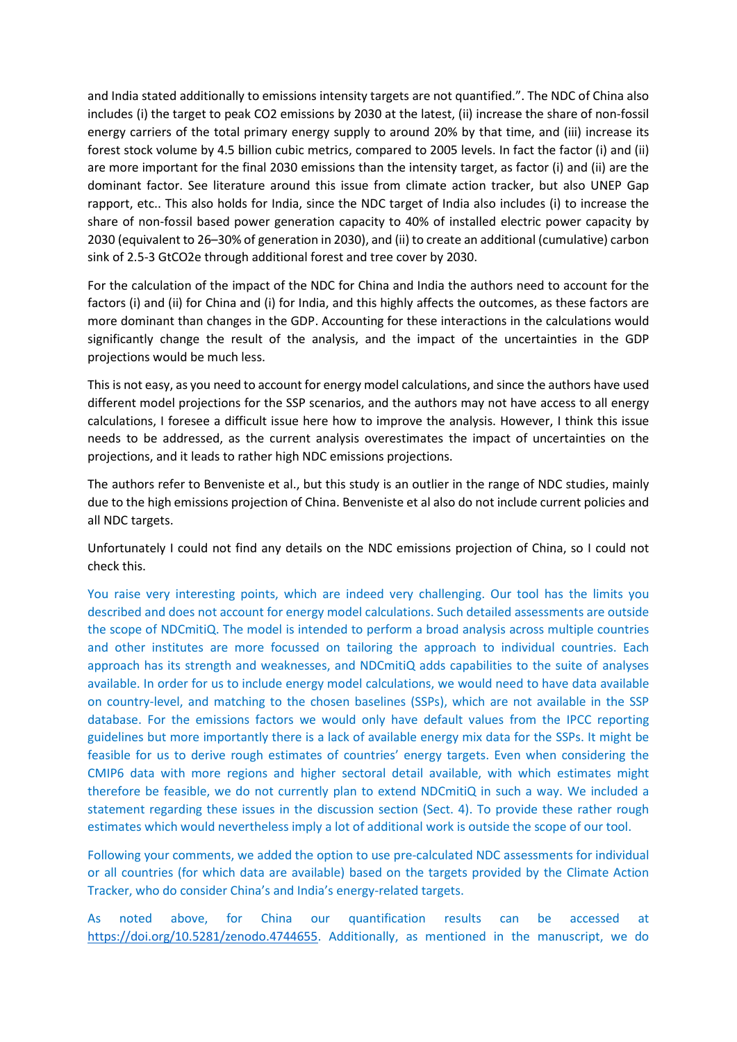and India stated additionally to emissions intensity targets are not quantified.". The NDC of China also includes (i) the target to peak $CO_2$ emissions by 2030 at the latest, (ii) increase the share of non-fossil energy carriers of the total primary energy supply to around 20% by that time, and (iii) increase its forest stock volume by 4.5 billion cubic metrics, compared to 2005 levels. In fact the factor (i) and (ii) are more important for the final 2030 emissions than the intensity target, as factor (i) and (ii) are the dominant factor. See literature around this issue from climate action tracker, but also UNEP Gap rapport, etc.. This also holds for India, since the NDC target of India also includes (i) to increase the share of non-fossil based power generation capacity to 40% of installed electric power capacity by 2030 (equivalent to 26–30% of generation in 2030), and (ii) to create an additional (cumulative) carbon sink of 2.5-3 $GtCO_2e$ through additional forest and tree cover by 2030.

For the calculation of the impact of the NDC for China and India the authors need to account for the factors (i) and (ii) for China and (i) for India, and this highly affects the outcomes, as these factors are more dominant than changes in the GDP. Accounting for these interactions in the calculations would significantly change the result of the analysis, and the impact of the uncertainties in the GDP projections would be much less.

This is not easy, as you need to account for energy model calculations, and since the authors have used different model projections for the SSP scenarios, and the authors may not have access to all energy calculations, I foresee a difficult issue here how to improve the analysis. However, I think this issue needs to be addressed, as the current analysis overestimates the impact of uncertainties on the projections, and it leads to rather high NDC emissions projections.

The authors refer to Benveniste et al., but this study is an outlier in the range of NDC studies, mainly due to the high emissions projection of China. Benveniste et al also do not include current policies and all NDC targets.

Unfortunately I could not find any details on the NDC emissions projection of China, so I could not check this.

You raise very interesting points, which are indeed very challenging. Our tool has the limits you described and does not account for energy model calculations. Such detailed assessments are outside the scope of NDCmitiQ. The model is intended to perform a broad analysis across multiple countries and other institutes are more focussed on tailoring the approach to individual countries. Each approach has its strength and weaknesses, and NDCmitiQ adds capabilities to the suite of analyses available. In order for us to include energy model calculations, we would need to have data available on country-level, and matching to the chosen baselines (SSPs), which are not available in the SSP database. For the emissions factors we would only have default values from the IPCC reporting guidelines but more importantly there is a lack of available energy mix data for the SSPs. It might be feasible for us to derive rough estimates of countries' energy targets. Even when considering the CMIP6 data with more regions and higher sectoral detail available, with which estimates might therefore be feasible, we do not currently plan to extend NDCmitiQ in such a way. We included a statement regarding these issues in the discussion section (Sect. 4). To provide these rather rough estimates which would nevertheless imply a lot of additional work is outside the scope of our tool.

Following your comments, we added the option to use pre-calculated NDC assessments for individual or all countries (for which data are available) based on the targets provided by the Climate Action Tracker, who do consider China's and India's energy-related targets.

As noted above, for China our quantification results can be accessed at https://doi.org/10.5281/zenodo.4744655. Additionally, as mentioned in the manuscript, we do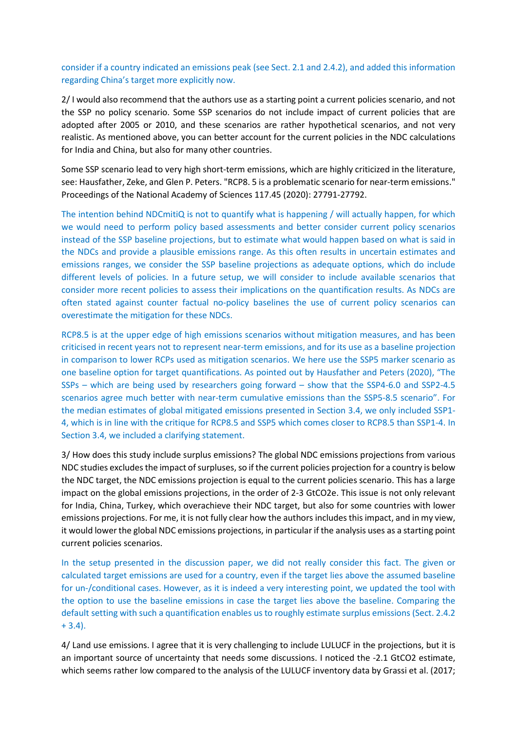consider if a country indicated an emissions peak (see Sect. 2.1 and 2.4.2), and added this information regarding China's target more explicitly now.

2/ I would also recommend that the authors use as a starting point a current policies scenario, and not the SSP no policy scenario. Some SSP scenarios do not include impact of current policies that are adopted after 2005 or 2010, and these scenarios are rather hypothetical scenarios, and not very realistic. As mentioned above, you can better account for the current policies in the NDC calculations for India and China, but also for many other countries.

Some SSP scenario lead to very high short-term emissions, which are highly criticized in the literature, see: Hausfather, Zeke, and Glen P. Peters. "RCP8. 5 is a problematic scenario for near-term emissions." Proceedings of the National Academy of Sciences 117.45 (2020): 27791-27792.

The intention behind NDCmitiQ is not to quantify what is happening / will actually happen, for which we would need to perform policy based assessments and better consider current policy scenarios instead of the SSP baseline projections, but to estimate what would happen based on what is said in the NDCs and provide a plausible emissions range. As this often results in uncertain estimates and emissions ranges, we consider the SSP baseline projections as adequate options, which do include different levels of policies. In a future setup, we will consider to include available scenarios that consider more recent policies to assess their implications on the quantification results. As NDCs are often stated against counter factual no-policy baselines the use of current policy scenarios can overestimate the mitigation for these NDCs.

RCP8.5 is at the upper edge of high emissions scenarios without mitigation measures, and has been criticised in recent years not to represent near-term emissions, and for its use as a baseline projection in comparison to lower RCPs used as mitigation scenarios. We here use the SSP5 marker scenario as one baseline option for target quantifications. As pointed out by Hausfather and Peters (2020), "The SSPs – which are being used by researchers going forward – show that the SSP4-6.0 and SSP2-4.5 scenarios agree much better with near-term cumulative emissions than the SSP5-8.5 scenario". For the median estimates of global mitigated emissions presented in Section 3.4, we only included SSP1-4, which is in line with the critique for RCP8.5 and SSP5 which comes closer to RCP8.5 than SSP1-4. In Section 3.4, we included a clarifying statement.

3/ How does this study include surplus emissions? The global NDC emissions projections from various NDC studies excludes the impact of surpluses, so if the current policies projection for a country is below the NDC target, the NDC emissions projection is equal to the current policies scenario. This has a large impact on the global emissions projections, in the order of 2-3 GtCO2e. This issue is not only relevant for India, China, Turkey, which overachieve their NDC target, but also for some countries with lower emissions projections. For me, it is not fully clear how the authors includes this impact, and in my view, it would lower the global NDC emissions projections, in particular if the analysis uses as a starting point current policies scenarios.

In the setup presented in the discussion paper, we did not really consider this fact. The given or calculated target emissions are used for a country, even if the target lies above the assumed baseline for un-/conditional cases. However, as it is indeed a very interesting point, we updated the tool with the option to use the baseline emissions in case the target lies above the baseline. Comparing the default setting with such a quantification enables us to roughly estimate surplus emissions (Sect. 2.4.2 + 3.4).

4/ Land use emissions. I agree that it is very challenging to include LULUCF in the projections, but it is an important source of uncertainty that needs some discussions. I noticed the -2.1 GtCO2 estimate, which seems rather low compared to the analysis of the LULUCF inventory data by Grassi et al. (2017;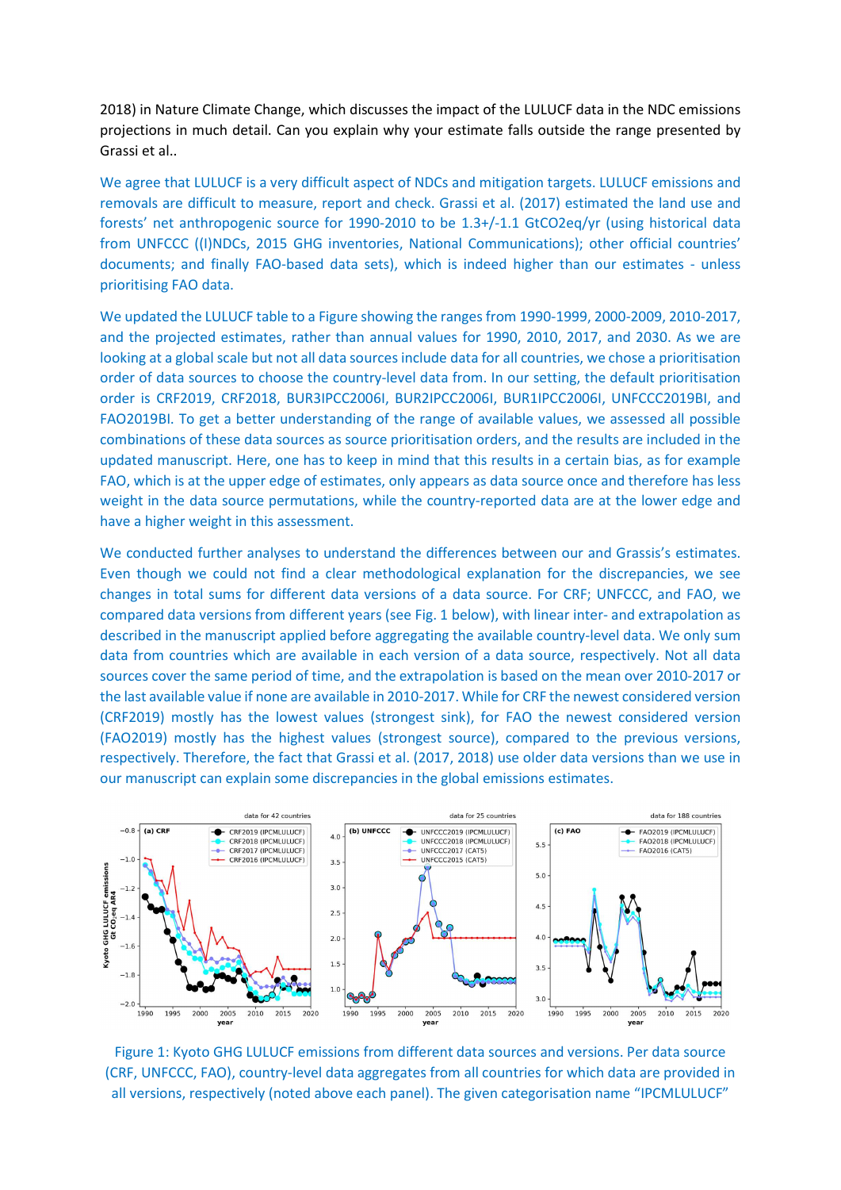2018) in Nature Climate Change, which discusses the impact of the LULUCF data in the NDC emissions projections in much detail. Can you explain why your estimate falls outside the range presented by Grassi et al..

We agree that LULUCF is a very difficult aspect of NDCs and mitigation targets. LULUCF emissions and removals are difficult to measure, report and check. Grassi et al. (2017) estimated the land use and forests' net anthropogenic source for 1990-2010 to be 1.3+/-1.1 $GtCO_2eq/yr$ (using historical data from UNFCCC ((I)NDCs, 2015 GHG inventories, National Communications); other official countries' documents; and finally FAO-based data sets), which is indeed higher than our estimates - unless prioritising FAO data.

We updated the LULUCF table to a Figure showing the ranges from 1990-1999, 2000-2009, 2010-2017, and the projected estimates, rather than annual values for 1990, 2010, 2017, and 2030. As we are looking at a global scale but not all data sources include data for all countries, we chose a prioritisation order of data sources to choose the country-level data from. In our setting, the default prioritisation order is CRF2019, CRF2018, BUR3IPCC2006I, BUR2IPCC2006I, BUR1IPCC2006I, UNFCCC2019BI, and FAO2019BI. To get a better understanding of the range of available values, we assessed all possible combinations of these data sources as source prioritisation orders, and the results are included in the updated manuscript. Here, one has to keep in mind that this results in a certain bias, as for example FAO, which is at the upper edge of estimates, only appears as data source once and therefore has less weight in the data source permutations, while the country-reported data are at the lower edge and have a higher weight in this assessment.

We conducted further analyses to understand the differences between our and Grassis's estimates. Even though we could not find a clear methodological explanation for the discrepancies, we see changes in total sums for different data versions of a data source. For CRF; UNFCCC, and FAO, we compared data versions from different years (see Fig. 1 below), with linear inter- and extrapolation as described in the manuscript applied before aggregating the available country-level data. We only sum data from countries which are available in each version of a data source, respectively. Not all data sources cover the same period of time, and the extrapolation is based on the mean over 2010-2017 or the last available value if none are available in 2010-2017. While for CRF the newest considered version (CRF2019) mostly has the lowest values (strongest sink), for FAO the newest considered version (FAO2019) mostly has the highest values (strongest source), compared to the previous versions, respectively. Therefore, the fact that Grassi et al. (2017, 2018) use older data versions than we use in our manuscript can explain some discrepancies in the global emissions estimates.

Figure 1: Kyoto GHG LULUCF emissions from different data sources and versions. Per data source (CRF, UNFCCC, FAO), country-level data aggregates from all countries for which data are provided in all versions, respectively (noted above each panel). The given categorisation name "IPCMLULUCF"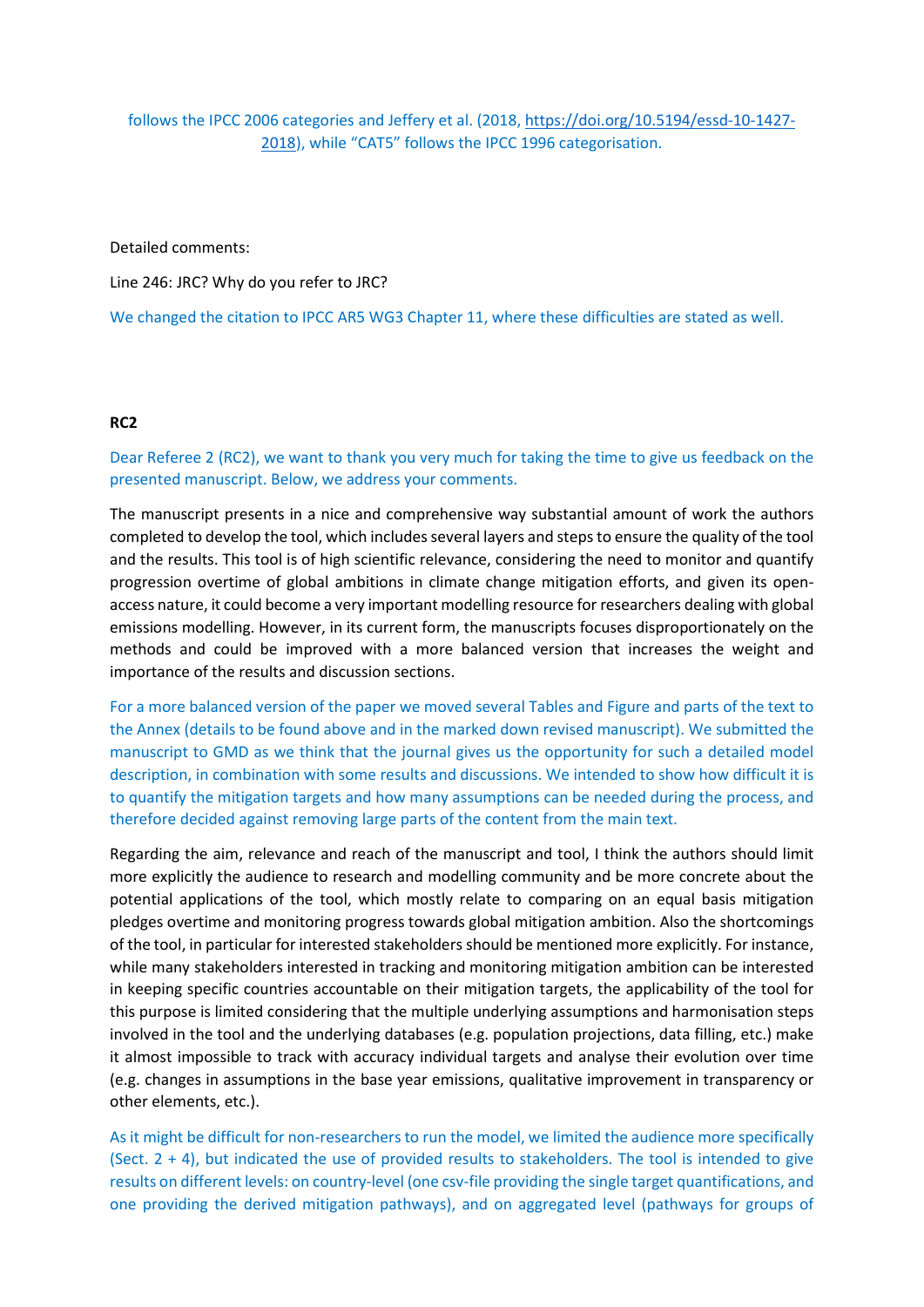follows the IPCC 2006 categories and Jeffery et al. (2018, https://doi.org/10.5194/essd-10-1427-2018), while "CAT5" follows the IPCC 1996 categorisation.

Detailed comments:

Line 246: JRC? Why do you refer to JRC?

We changed the citation to IPCC AR5 WG3 Chapter 11, where these difficulties are stated as well.

**RC2**

Dear Referee 2 (RC2), we want to thank you very much for taking the time to give us feedback on the presented manuscript. Below, we address your comments.

The manuscript presents in a nice and comprehensive way substantial amount of work the authors completed to develop the tool, which includes several layers and steps to ensure the quality of the tool and the results. This tool is of high scientific relevance, considering the need to monitor and quantify progression overtime of global ambitions in climate change mitigation efforts, and given its open-access nature, it could become a very important modelling resource for researchers dealing with global emissions modelling. However, in its current form, the manuscripts focuses disproportionately on the methods and could be improved with a more balanced version that increases the weight and importance of the results and discussion sections.

For a more balanced version of the paper we moved several Tables and Figure and parts of the text to the Annex (details to be found above and in the marked down revised manuscript). We submitted the manuscript to GMD as we think that the journal gives us the opportunity for such a detailed model description, in combination with some results and discussions. We intended to show how difficult it is to quantify the mitigation targets and how many assumptions can be needed during the process, and therefore decided against removing large parts of the content from the main text.

Regarding the aim, relevance and reach of the manuscript and tool, I think the authors should limit more explicitly the audience to research and modelling community and be more concrete about the potential applications of the tool, which mostly relate to comparing on an equal basis mitigation pledges overtime and monitoring progress towards global mitigation ambition. Also the shortcomings of the tool, in particular for interested stakeholders should be mentioned more explicitly. For instance, while many stakeholders interested in tracking and monitoring mitigation ambition can be interested in keeping specific countries accountable on their mitigation targets, the applicability of the tool for this purpose is limited considering that the multiple underlying assumptions and harmonisation steps involved in the tool and the underlying databases (e.g. population projections, data filling, etc.) make it almost impossible to track with accuracy individual targets and analyse their evolution over time (e.g. changes in assumptions in the base year emissions, qualitative improvement in transparency or other elements, etc.).

As it might be difficult for non-researchers to run the model, we limited the audience more specifically (Sect. 2 + 4), but indicated the use of provided results to stakeholders. The tool is intended to give results on different levels: on country-level (one csv-file providing the single target quantifications, and one providing the derived mitigation pathways), and on aggregated level (pathways for groups of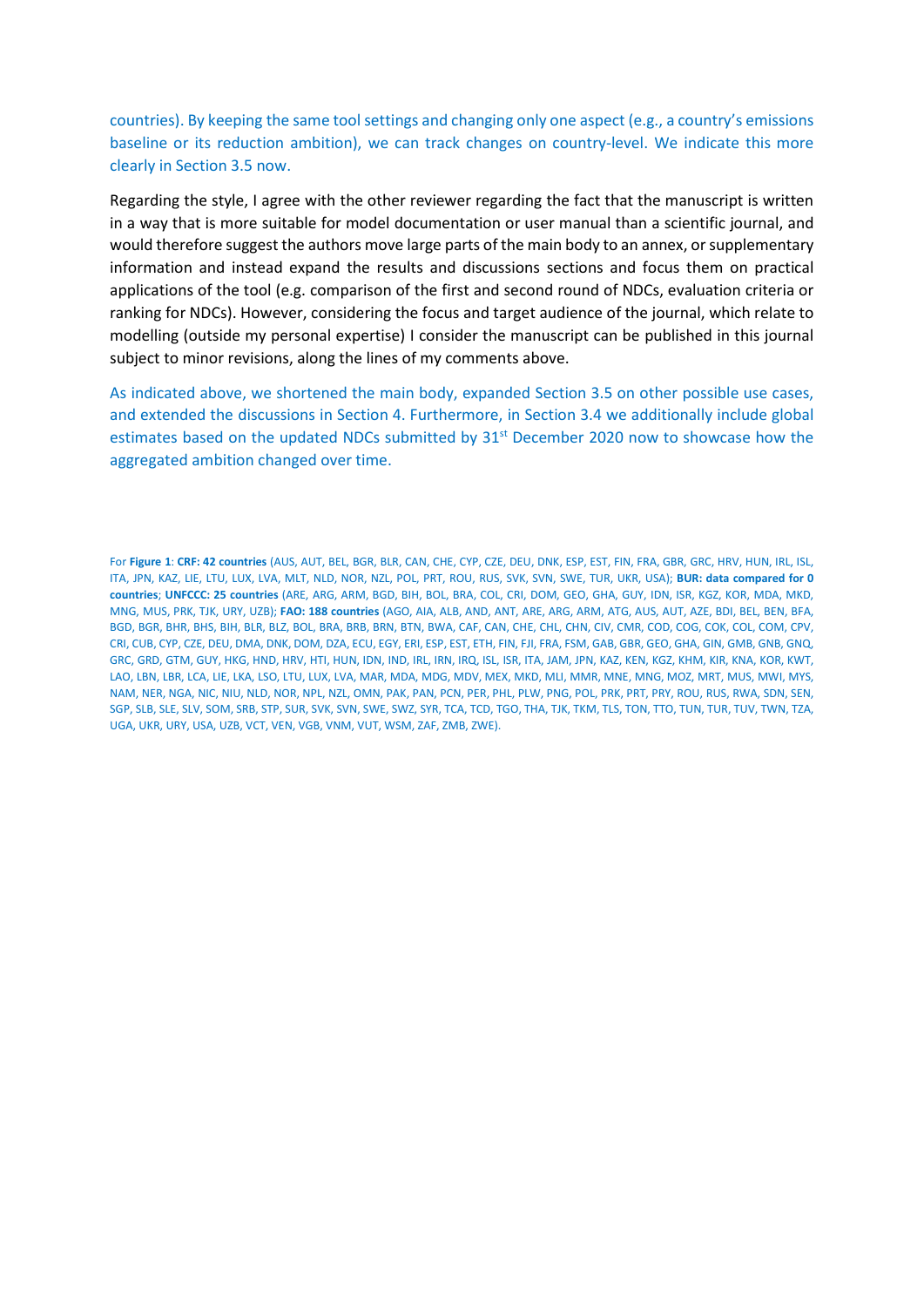countries). By keeping the same tool settings and changing only one aspect (e.g., a country's emissions baseline or its reduction ambition), we can track changes on country-level. We indicate this more clearly in Section 3.5 now.

Regarding the style, I agree with the other reviewer regarding the fact that the manuscript is written in a way that is more suitable for model documentation or user manual than a scientific journal, and would therefore suggest the authors move large parts of the main body to an annex, or supplementary information and instead expand the results and discussions sections and focus them on practical applications of the tool (e.g. comparison of the first and second round of NDCs, evaluation criteria or ranking for NDCs). However, considering the focus and target audience of the journal, which relate to modelling (outside my personal expertise) I consider the manuscript can be published in this journal subject to minor revisions, along the lines of my comments above.

As indicated above, we shortened the main body, expanded Section 3.5 on other possible use cases, and extended the discussions in Section 4. Furthermore, in Section 3.4 we additionally include global estimates based on the updated NDCs submitted by 31[st] December 2020 now to showcase how the aggregated ambition changed over time.

For **Figure 1**: **CRF: 42 countries** (AUS, AUT, BEL, BGR, BLR, CAN, CHE, CYP, CZE, DEU, DNK, ESP, EST, FIN, FRA, GBR, GRC, HRV, HUN, IRL, ISL, ITA, JPN, KAZ, LIE, LTU, LUX, LVA, MLT, NLD, NOR, NZL, POL, PRT, ROU, RUS, SVK, SVN, SWE, TUR, UKR, USA); **BUR: data compared for 0 countries**; **UNFCCC: 25 countries** (ARE, ARG, ARM, BGD, BIH, BOL, BRA, COL, CRI, DOM, GEO, GHA, GUY, IDN, ISR, KGZ, KOR, MDA, MKD, MNG, MUS, PRK, TJK, URY, UZB); **FAO: 188 countries** (AGO, AIA, ALB, AND, ANT, ARE, ARG, ARM, ATG, AUS, AUT, AZE, BDI, BEL, BEN, BFA, BGD, BGR, BHR, BHS, BIH, BLR, BLZ, BOL, BRA, BRB, BRN, BTN, BWA, CAF, CAN, CHE, CHL, CHN, CIV, CMR, COD, COG, COK, COL, COM, CPV, CRI, CUB, CYP, CZE, DEU, DMA, DNK, DOM, DZA, ECU, EGY, ERI, ESP, EST, ETH, FIN, FJI, FRA, FSM, GAB, GBR, GEO, GHA, GIN, GMB, GNB, GNQ, GRC, GRD, GTM, GUY, HKG, HND, HRV, HTI, HUN, IDN, IND, IRL, IRN, IRQ, ISL, ISR, ITA, JAM, JPN, KAZ, KEN, KGZ, KHM, KIR, KNA, KOR, KWT, LAO, LBN, LBR, LCA, LIE, LKA, LSO, LTU, LUX, LVA, MAR, MDA, MDG, MDV, MEX, MKD, MLI, MMR, MNE, MNG, MOZ, MRT, MUS, MWI, MYS, NAM, NER, NGA, NIC, NIU, NLD, NOR, NPL, NZL, OMN, PAK, PAN, PCN, PER, PHL, PLW, PNG, POL, PRK, PRT, PRY, ROU, RUS, RWA, SDN, SEN, SGP, SLB, SLE, SLV, SOM, SRB, STP, SUR, SVK, SVN, SWE, SWZ, SYR, TCA, TCD, TGO, THA, TJK, TKM, TLS, TON, TTO, TUN, TUR, TUV, TWN, TZA, UGA, UKR, URY, USA, UZB, VCT, VEN, VGB, VNM, VUT, WSM, ZAF, ZMB, ZWE).